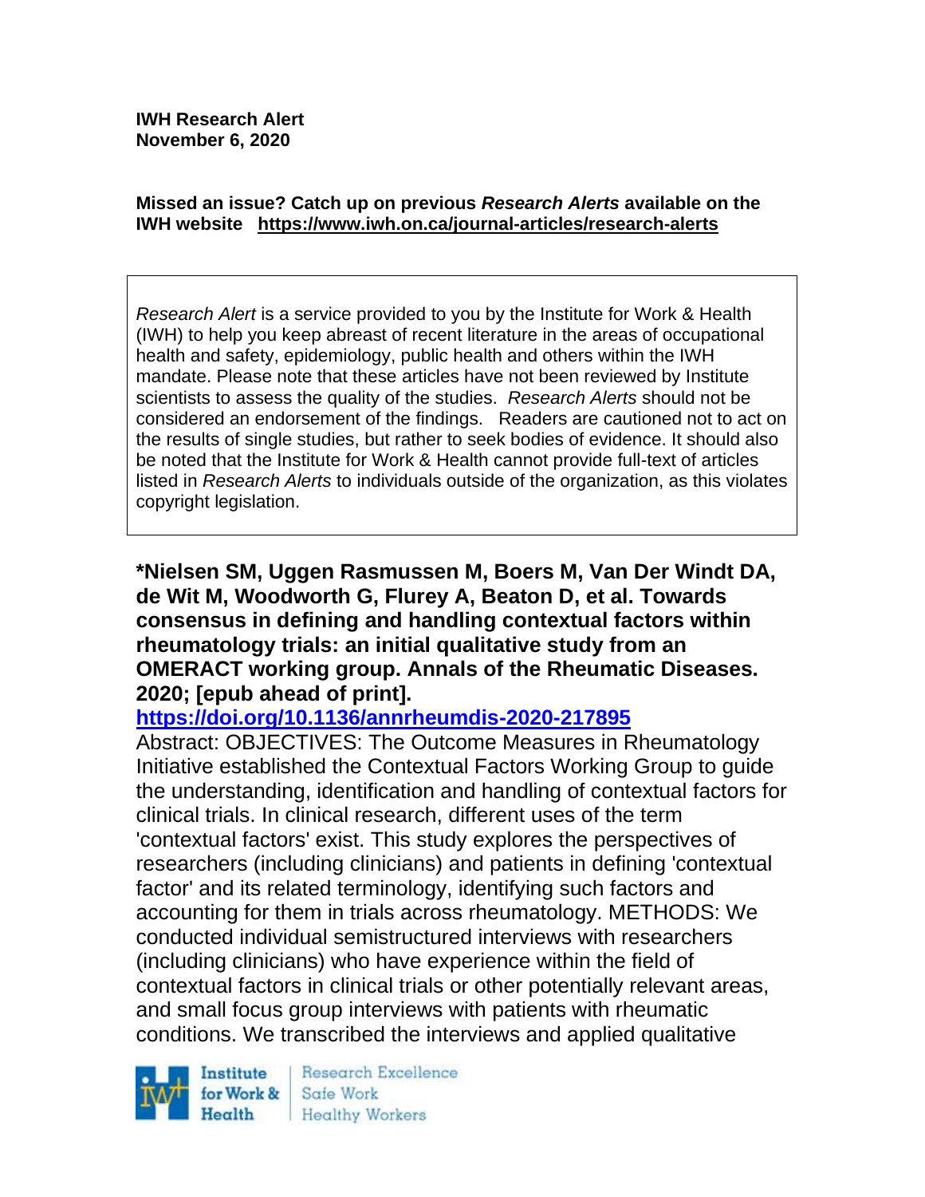**IWH Research Alert**
**November 6, 2020**

**Missed an issue? Catch up on previous *Research Alerts* available on the IWH website [https://www.iwh.on.ca/journal-articles/research-alerts](https://www.iwh.on.ca/journal-articles/research-alerts)**

*Research Alert* is a service provided to you by the Institute for Work & Health (IWH) to help you keep abreast of recent literature in the areas of occupational health and safety, epidemiology, public health and others within the IWH mandate. Please note that these articles have not been reviewed by Institute scientists to assess the quality of the studies. *Research Alerts* should not be considered an endorsement of the findings. Readers are cautioned not to act on the results of single studies, but rather to seek bodies of evidence. It should also be noted that the Institute for Work & Health cannot provide full-text of articles listed in *Research Alerts* to individuals outside of the organization, as this violates copyright legislation.

**\*Nielsen SM, Uggen Rasmussen M, Boers M, Van Der Windt DA, de Wit M, Woodworth G, Flurey A, Beaton D, et al. Towards consensus in defining and handling contextual factors within rheumatology trials: an initial qualitative study from an OMERACT working group. Annals of the Rheumatic Diseases. 2020; [epub ahead of print].**
**[https://doi.org/10.1136/annrheumdis-2020-217895](https://doi.org/10.1136/annrheumdis-2020-217895)**

Abstract: OBJECTIVES: The Outcome Measures in Rheumatology Initiative established the Contextual Factors Working Group to guide the understanding, identification and handling of contextual factors for clinical trials. In clinical research, different uses of the term 'contextual factors' exist. This study explores the perspectives of researchers (including clinicians) and patients in defining 'contextual factor' and its related terminology, identifying such factors and accounting for them in trials across rheumatology. METHODS: We conducted individual semistructured interviews with researchers (including clinicians) who have experience within the field of contextual factors in clinical trials or other potentially relevant areas, and small focus group interviews with patients with rheumatic conditions. We transcribed the interviews and applied qualitative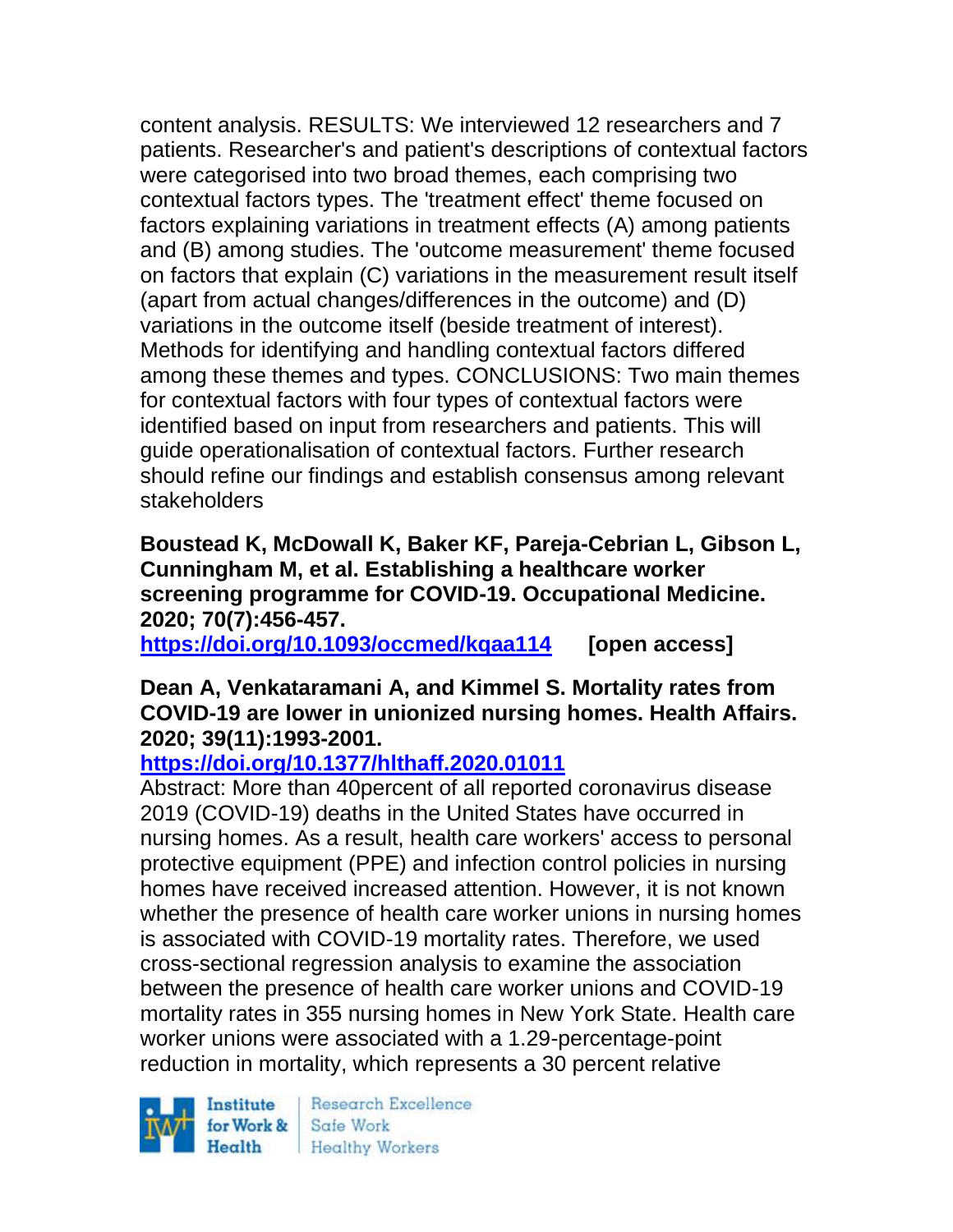content analysis. RESULTS: We interviewed 12 researchers and 7 patients. Researcher's and patient's descriptions of contextual factors were categorised into two broad themes, each comprising two contextual factors types. The 'treatment effect' theme focused on factors explaining variations in treatment effects (A) among patients and (B) among studies. The 'outcome measurement' theme focused on factors that explain (C) variations in the measurement result itself (apart from actual changes/differences in the outcome) and (D) variations in the outcome itself (beside treatment of interest). Methods for identifying and handling contextual factors differed among these themes and types. CONCLUSIONS: Two main themes for contextual factors with four types of contextual factors were identified based on input from researchers and patients. This will guide operationalisation of contextual factors. Further research should refine our findings and establish consensus among relevant stakeholders

**Boustead K, McDowall K, Baker KF, Pareja-Cebrian L, Gibson L, Cunningham M, et al. Establishing a healthcare worker screening programme for COVID-19. Occupational Medicine. 2020; 70(7):456-457.**
**https://doi.org/10.1093/occmed/kqaa114** **[open access]**

**Dean A, Venkataramani A, and Kimmel S. Mortality rates from COVID-19 are lower in unionized nursing homes. Health Affairs. 2020; 39(11):1993-2001.**
**https://doi.org/10.1377/hlthaff.2020.01011**
Abstract: More than 40percent of all reported coronavirus disease 2019 (COVID-19) deaths in the United States have occurred in nursing homes. As a result, health care workers' access to personal protective equipment (PPE) and infection control policies in nursing homes have received increased attention. However, it is not known whether the presence of health care worker unions in nursing homes is associated with COVID-19 mortality rates. Therefore, we used cross-sectional regression analysis to examine the association between the presence of health care worker unions and COVID-19 mortality rates in 355 nursing homes in New York State. Health care worker unions were associated with a 1.29-percentage-point reduction in mortality, which represents a 30 percent relative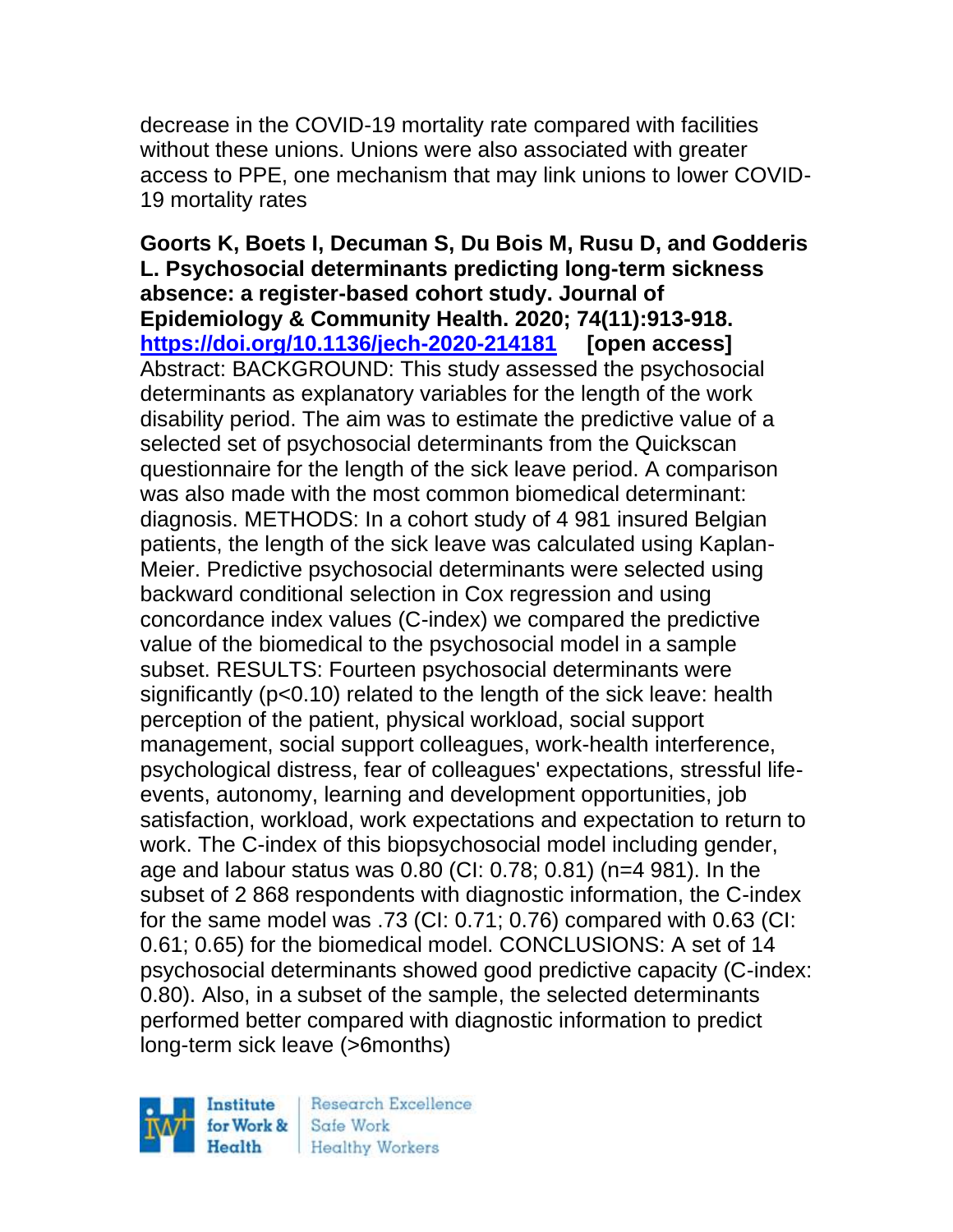decrease in the COVID-19 mortality rate compared with facilities without these unions. Unions were also associated with greater access to PPE, one mechanism that may link unions to lower COVID-19 mortality rates

**Goorts K, Boets I, Decuman S, Du Bois M, Rusu D, and Godderis L. Psychosocial determinants predicting long-term sickness absence: a register-based cohort study. Journal of Epidemiology & Community Health. 2020; 74(11):913-918. https://doi.org/10.1136/jech-2020-214181 [open access]**
Abstract: BACKGROUND: This study assessed the psychosocial determinants as explanatory variables for the length of the work disability period. The aim was to estimate the predictive value of a selected set of psychosocial determinants from the Quickscan questionnaire for the length of the sick leave period. A comparison was also made with the most common biomedical determinant: diagnosis. METHODS: In a cohort study of 4 981 insured Belgian patients, the length of the sick leave was calculated using Kaplan-Meier. Predictive psychosocial determinants were selected using backward conditional selection in Cox regression and using concordance index values (C-index) we compared the predictive value of the biomedical to the psychosocial model in a sample subset. RESULTS: Fourteen psychosocial determinants were significantly ($p<0.10$) related to the length of the sick leave: health perception of the patient, physical workload, social support management, social support colleagues, work-health interference, psychological distress, fear of colleagues' expectations, stressful life-events, autonomy, learning and development opportunities, job satisfaction, workload, work expectations and expectation to return to work. The C-index of this biopsychosocial model including gender, age and labour status was 0.80 (CI: 0.78; 0.81) (n=4 981). In the subset of 2 868 respondents with diagnostic information, the C-index for the same model was .73 (CI: 0.71; 0.76) compared with 0.63 (CI: 0.61; 0.65) for the biomedical model. CONCLUSIONS: A set of 14 psychosocial determinants showed good predictive capacity (C-index: 0.80). Also, in a subset of the sample, the selected determinants performed better compared with diagnostic information to predict long-term sick leave (>6months)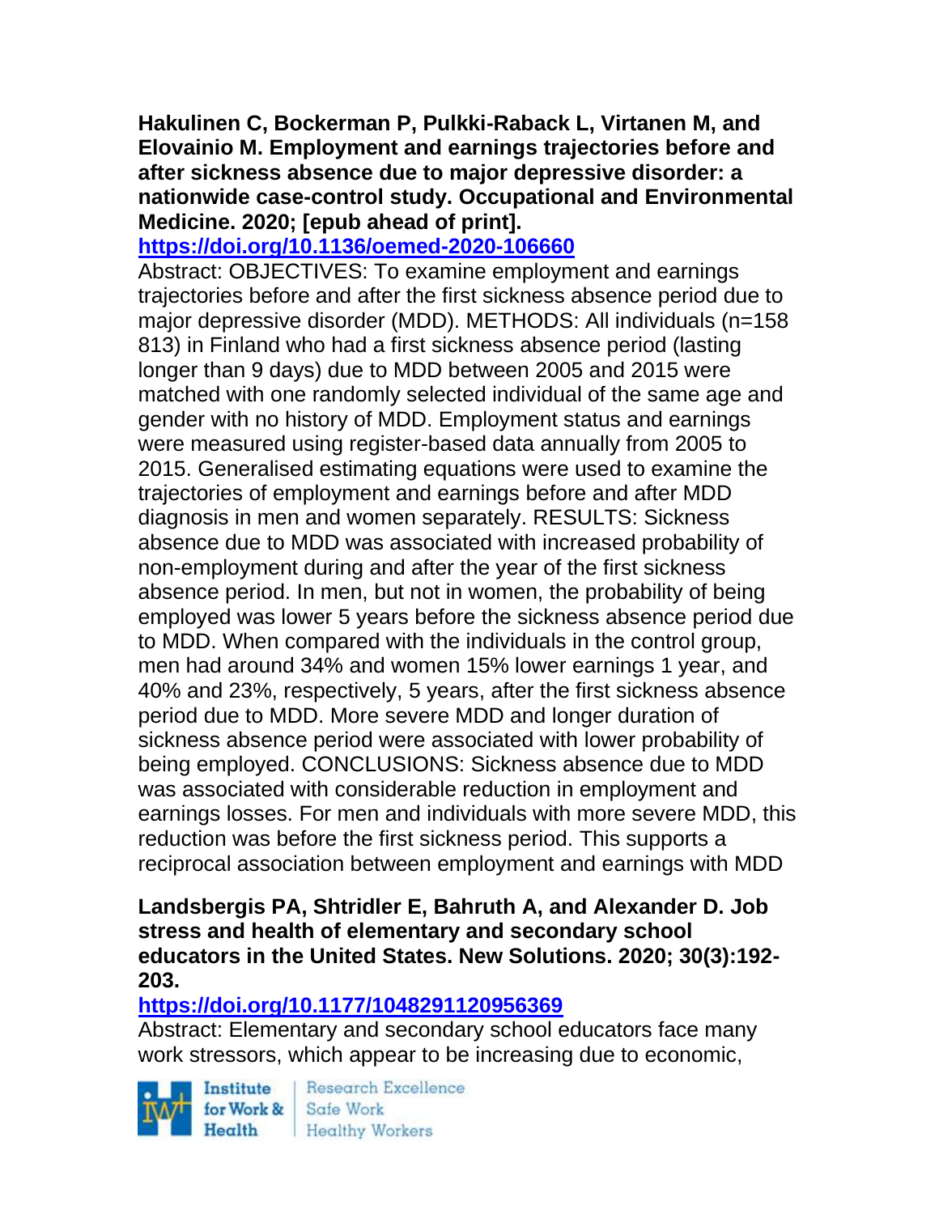**Hakulinen C, Bockerman P, Pulkki-Raback L, Virtanen M, and Elovainio M. Employment and earnings trajectories before and after sickness absence due to major depressive disorder: a nationwide case-control study. Occupational and Environmental Medicine. 2020; [epub ahead of print].**

**https://doi.org/10.1136/oemed-2020-106660**

Abstract: OBJECTIVES: To examine employment and earnings trajectories before and after the first sickness absence period due to major depressive disorder (MDD). METHODS: All individuals (n=158 813) in Finland who had a first sickness absence period (lasting longer than 9 days) due to MDD between 2005 and 2015 were matched with one randomly selected individual of the same age and gender with no history of MDD. Employment status and earnings were measured using register-based data annually from 2005 to 2015. Generalised estimating equations were used to examine the trajectories of employment and earnings before and after MDD diagnosis in men and women separately. RESULTS: Sickness absence due to MDD was associated with increased probability of non-employment during and after the year of the first sickness absence period. In men, but not in women, the probability of being employed was lower 5 years before the sickness absence period due to MDD. When compared with the individuals in the control group, men had around 34% and women 15% lower earnings 1 year, and 40% and 23%, respectively, 5 years, after the first sickness absence period due to MDD. More severe MDD and longer duration of sickness absence period were associated with lower probability of being employed. CONCLUSIONS: Sickness absence due to MDD was associated with considerable reduction in employment and earnings losses. For men and individuals with more severe MDD, this reduction was before the first sickness period. This supports a reciprocal association between employment and earnings with MDD

**Landsbergis PA, Shtridler E, Bahruth A, and Alexander D. Job stress and health of elementary and secondary school educators in the United States. New Solutions. 2020; 30(3):192-203.**

**https://doi.org/10.1177/1048291120956369**

Abstract: Elementary and secondary school educators face many work stressors, which appear to be increasing due to economic,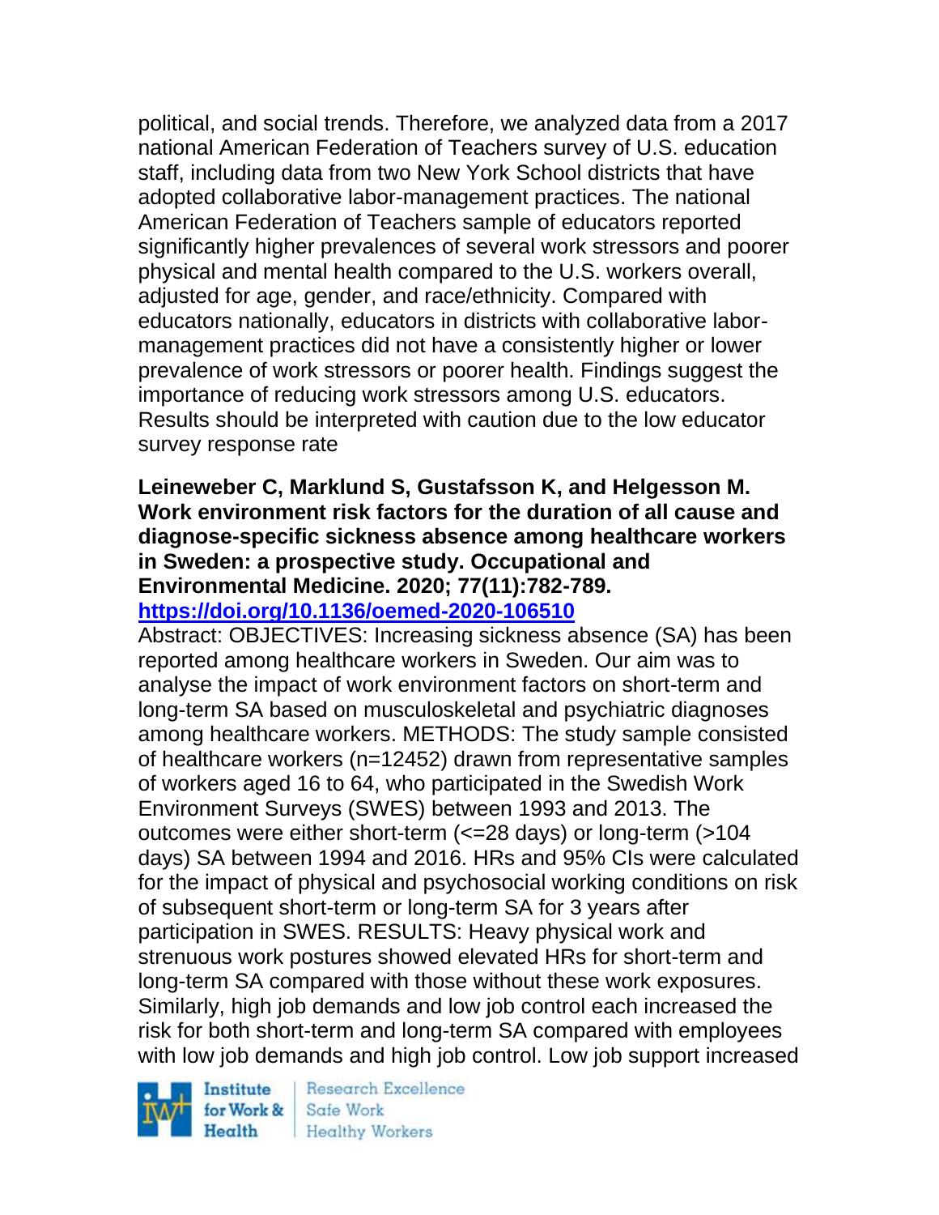political, and social trends. Therefore, we analyzed data from a 2017 national American Federation of Teachers survey of U.S. education staff, including data from two New York School districts that have adopted collaborative labor-management practices. The national American Federation of Teachers sample of educators reported significantly higher prevalences of several work stressors and poorer physical and mental health compared to the U.S. workers overall, adjusted for age, gender, and race/ethnicity. Compared with educators nationally, educators in districts with collaborative labor-management practices did not have a consistently higher or lower prevalence of work stressors or poorer health. Findings suggest the importance of reducing work stressors among U.S. educators. Results should be interpreted with caution due to the low educator survey response rate

**Leineweber C, Marklund S, Gustafsson K, and Helgesson M. Work environment risk factors for the duration of all cause and diagnose-specific sickness absence among healthcare workers in Sweden: a prospective study. Occupational and Environmental Medicine. 2020; 77(11):782-789.**
**https://doi.org/10.1136/oemed-2020-106510**

Abstract: OBJECTIVES: Increasing sickness absence (SA) has been reported among healthcare workers in Sweden. Our aim was to analyse the impact of work environment factors on short-term and long-term SA based on musculoskeletal and psychiatric diagnoses among healthcare workers. METHODS: The study sample consisted of healthcare workers (n=12452) drawn from representative samples of workers aged 16 to 64, who participated in the Swedish Work Environment Surveys (SWES) between 1993 and 2013. The outcomes were either short-term (<=28 days) or long-term (>104 days) SA between 1994 and 2016. HRs and 95% CIs were calculated for the impact of physical and psychosocial working conditions on risk of subsequent short-term or long-term SA for 3 years after participation in SWES. RESULTS: Heavy physical work and strenuous work postures showed elevated HRs for short-term and long-term SA compared with those without these work exposures. Similarly, high job demands and low job control each increased the risk for both short-term and long-term SA compared with employees with low job demands and high job control. Low job support increased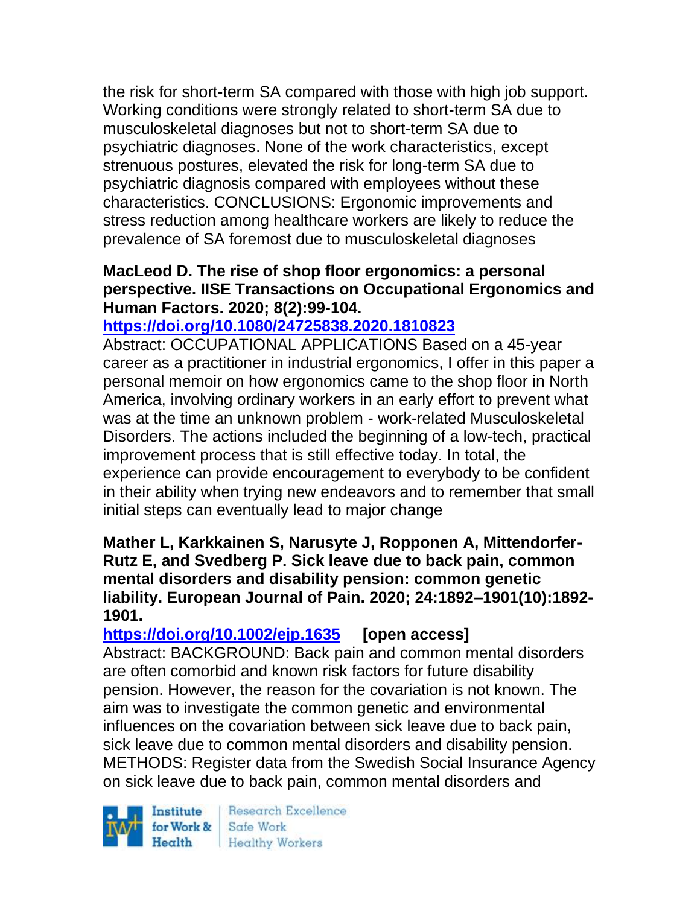the risk for short-term SA compared with those with high job support. Working conditions were strongly related to short-term SA due to musculoskeletal diagnoses but not to short-term SA due to psychiatric diagnoses. None of the work characteristics, except strenuous postures, elevated the risk for long-term SA due to psychiatric diagnosis compared with employees without these characteristics. CONCLUSIONS: Ergonomic improvements and stress reduction among healthcare workers are likely to reduce the prevalence of SA foremost due to musculoskeletal diagnoses

**MacLeod D. The rise of shop floor ergonomics: a personal perspective. IISE Transactions on Occupational Ergonomics and Human Factors. 2020; 8(2):99-104.**

**https://doi.org/10.1080/24725838.2020.1810823**

Abstract: OCCUPATIONAL APPLICATIONS Based on a 45-year career as a practitioner in industrial ergonomics, I offer in this paper a personal memoir on how ergonomics came to the shop floor in North America, involving ordinary workers in an early effort to prevent what was at the time an unknown problem - work-related Musculoskeletal Disorders. The actions included the beginning of a low-tech, practical improvement process that is still effective today. In total, the experience can provide encouragement to everybody to be confident in their ability when trying new endeavors and to remember that small initial steps can eventually lead to major change

**Mather L, Karkkainen S, Narusyte J, Ropponen A, Mittendorfer-Rutz E, and Svedberg P. Sick leave due to back pain, common mental disorders and disability pension: common genetic liability. European Journal of Pain. 2020; 24:1892–1901(10):1892-1901.**

**https://doi.org/10.1002/ejp.1635** **[open access]**

Abstract: BACKGROUND: Back pain and common mental disorders are often comorbid and known risk factors for future disability pension. However, the reason for the covariation is not known. The aim was to investigate the common genetic and environmental influences on the covariation between sick leave due to back pain, sick leave due to common mental disorders and disability pension. METHODS: Register data from the Swedish Social Insurance Agency on sick leave due to back pain, common mental disorders and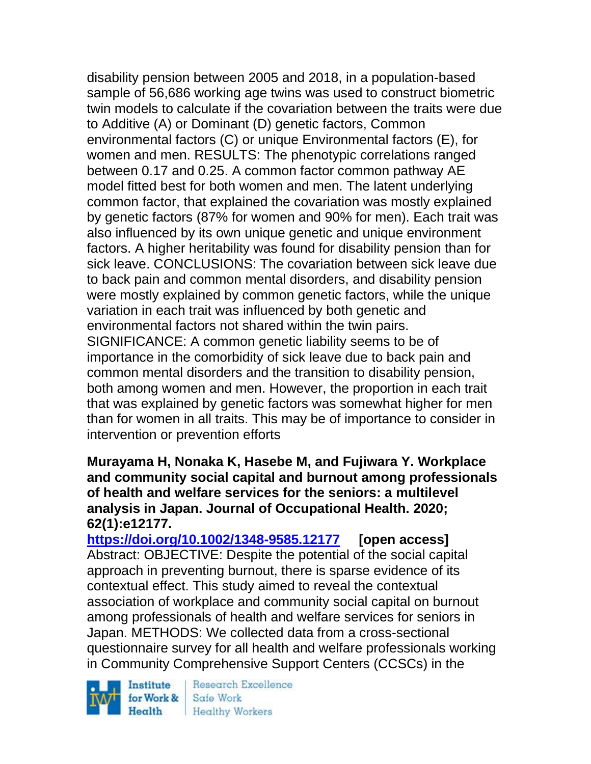disability pension between 2005 and 2018, in a population-based sample of 56,686 working age twins was used to construct biometric twin models to calculate if the covariation between the traits were due to Additive (A) or Dominant (D) genetic factors, Common environmental factors (C) or unique Environmental factors (E), for women and men. RESULTS: The phenotypic correlations ranged between 0.17 and 0.25. A common factor common pathway AE model fitted best for both women and men. The latent underlying common factor, that explained the covariation was mostly explained by genetic factors (87% for women and 90% for men). Each trait was also influenced by its own unique genetic and unique environment factors. A higher heritability was found for disability pension than for sick leave. CONCLUSIONS: The covariation between sick leave due to back pain and common mental disorders, and disability pension were mostly explained by common genetic factors, while the unique variation in each trait was influenced by both genetic and environmental factors not shared within the twin pairs. SIGNIFICANCE: A common genetic liability seems to be of importance in the comorbidity of sick leave due to back pain and common mental disorders and the transition to disability pension, both among women and men. However, the proportion in each trait that was explained by genetic factors was somewhat higher for men than for women in all traits. This may be of importance to consider in intervention or prevention efforts

**Murayama H, Nonaka K, Hasebe M, and Fujiwara Y. Workplace and community social capital and burnout among professionals of health and welfare services for the seniors: a multilevel analysis in Japan. Journal of Occupational Health. 2020; 62(1):e12177.**

**https://doi.org/10.1002/1348-9585.12177 [open access]**

Abstract: OBJECTIVE: Despite the potential of the social capital approach in preventing burnout, there is sparse evidence of its contextual effect. This study aimed to reveal the contextual association of workplace and community social capital on burnout among professionals of health and welfare services for seniors in Japan. METHODS: We collected data from a cross-sectional questionnaire survey for all health and welfare professionals working in Community Comprehensive Support Centers (CCSCs) in the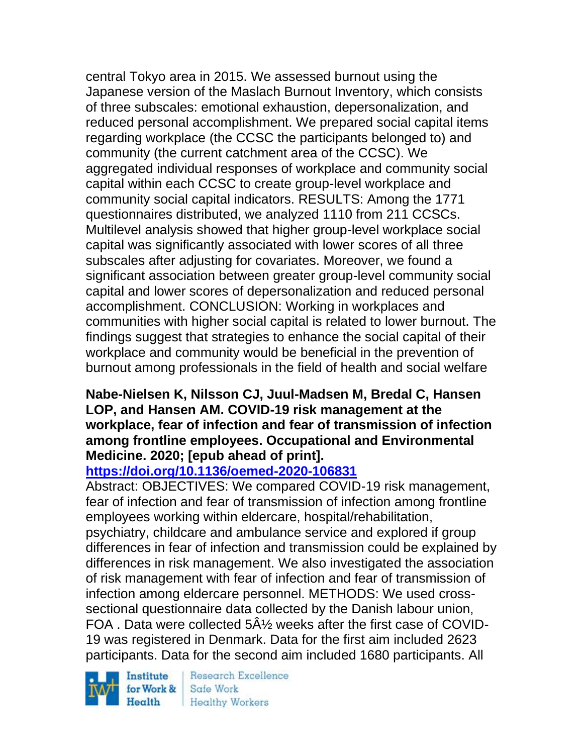central Tokyo area in 2015. We assessed burnout using the Japanese version of the Maslach Burnout Inventory, which consists of three subscales: emotional exhaustion, depersonalization, and reduced personal accomplishment. We prepared social capital items regarding workplace (the CCSC the participants belonged to) and community (the current catchment area of the CCSC). We aggregated individual responses of workplace and community social capital within each CCSC to create group-level workplace and community social capital indicators. RESULTS: Among the 1771 questionnaires distributed, we analyzed 1110 from 211 CCSCs. Multilevel analysis showed that higher group-level workplace social capital was significantly associated with lower scores of all three subscales after adjusting for covariates. Moreover, we found a significant association between greater group-level community social capital and lower scores of depersonalization and reduced personal accomplishment. CONCLUSION: Working in workplaces and communities with higher social capital is related to lower burnout. The findings suggest that strategies to enhance the social capital of their workplace and community would be beneficial in the prevention of burnout among professionals in the field of health and social welfare

**Nabe-Nielsen K, Nilsson CJ, Juul-Madsen M, Bredal C, Hansen LOP, and Hansen AM. COVID-19 risk management at the workplace, fear of infection and fear of transmission of infection among frontline employees. Occupational and Environmental Medicine. 2020; [epub ahead of print].**

**https://doi.org/10.1136/oemed-2020-106831**

Abstract: OBJECTIVES: We compared COVID-19 risk management, fear of infection and fear of transmission of infection among frontline employees working within eldercare, hospital/rehabilitation, psychiatry, childcare and ambulance service and explored if group differences in fear of infection and transmission could be explained by differences in risk management. We also investigated the association of risk management with fear of infection and fear of transmission of infection among eldercare personnel. METHODS: We used cross-sectional questionnaire data collected by the Danish labour union, FOA . Data were collected 5Â½ weeks after the first case of COVID-19 was registered in Denmark. Data for the first aim included 2623 participants. Data for the second aim included 1680 participants. All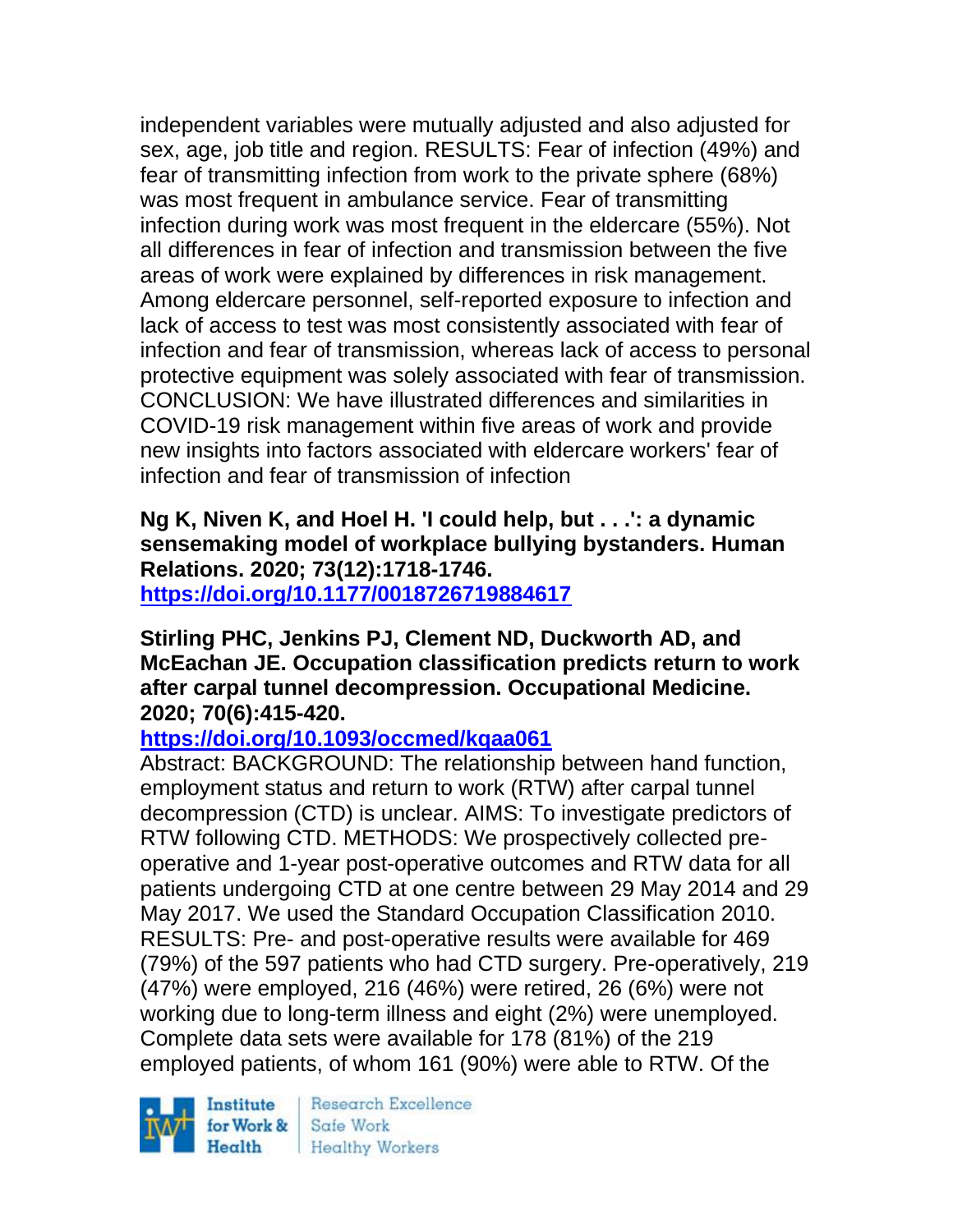independent variables were mutually adjusted and also adjusted for sex, age, job title and region. RESULTS: Fear of infection (49%) and fear of transmitting infection from work to the private sphere (68%) was most frequent in ambulance service. Fear of transmitting infection during work was most frequent in the eldercare (55%). Not all differences in fear of infection and transmission between the five areas of work were explained by differences in risk management. Among eldercare personnel, self-reported exposure to infection and lack of access to test was most consistently associated with fear of infection and fear of transmission, whereas lack of access to personal protective equipment was solely associated with fear of transmission. CONCLUSION: We have illustrated differences and similarities in COVID-19 risk management within five areas of work and provide new insights into factors associated with eldercare workers' fear of infection and fear of transmission of infection

**Ng K, Niven K, and Hoel H. 'I could help, but . . .': a dynamic sensemaking model of workplace bullying bystanders. Human Relations. 2020; 73(12):1718-1746.**
**https://doi.org/10.1177/0018726719884617**

**Stirling PHC, Jenkins PJ, Clement ND, Duckworth AD, and McEachan JE. Occupation classification predicts return to work after carpal tunnel decompression. Occupational Medicine. 2020; 70(6):415-420.**
**https://doi.org/10.1093/occmed/kqaa061**
Abstract: BACKGROUND: The relationship between hand function, employment status and return to work (RTW) after carpal tunnel decompression (CTD) is unclear. AIMS: To investigate predictors of RTW following CTD. METHODS: We prospectively collected pre-operative and 1-year post-operative outcomes and RTW data for all patients undergoing CTD at one centre between 29 May 2014 and 29 May 2017. We used the Standard Occupation Classification 2010. RESULTS: Pre- and post-operative results were available for 469 (79%) of the 597 patients who had CTD surgery. Pre-operatively, 219 (47%) were employed, 216 (46%) were retired, 26 (6%) were not working due to long-term illness and eight (2%) were unemployed. Complete data sets were available for 178 (81%) of the 219 employed patients, of whom 161 (90%) were able to RTW. Of the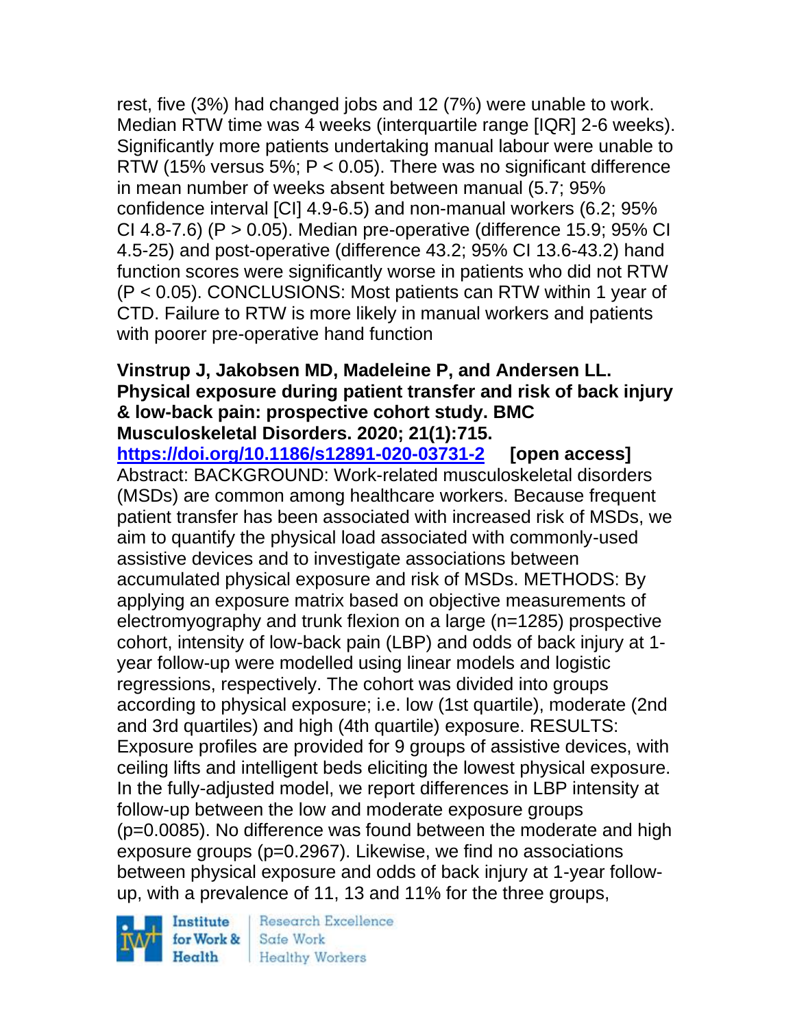rest, five (3%) had changed jobs and 12 (7%) were unable to work. Median RTW time was 4 weeks (interquartile range [IQR] 2-6 weeks). Significantly more patients undertaking manual labour were unable to RTW (15% versus 5%; $P < 0.05$). There was no significant difference in mean number of weeks absent between manual (5.7; 95% confidence interval [CI] 4.9-6.5) and non-manual workers (6.2; 95% CI 4.8-7.6) ($P > 0.05$). Median pre-operative (difference 15.9; 95% CI 4.5-25) and post-operative (difference 43.2; 95% CI 13.6-43.2) hand function scores were significantly worse in patients who did not RTW ($P < 0.05$). CONCLUSIONS: Most patients can RTW within 1 year of CTD. Failure to RTW is more likely in manual workers and patients with poorer pre-operative hand function

**Vinstrup J, Jakobsen MD, Madeleine P, and Andersen LL. Physical exposure during patient transfer and risk of back injury & low-back pain: prospective cohort study. BMC Musculoskeletal Disorders. 2020; 21(1):715.**

**https://doi.org/10.1186/s12891-020-03731-2 [open access]**

Abstract: BACKGROUND: Work-related musculoskeletal disorders (MSDs) are common among healthcare workers. Because frequent patient transfer has been associated with increased risk of MSDs, we aim to quantify the physical load associated with commonly-used assistive devices and to investigate associations between accumulated physical exposure and risk of MSDs. METHODS: By applying an exposure matrix based on objective measurements of electromyography and trunk flexion on a large (n=1285) prospective cohort, intensity of low-back pain (LBP) and odds of back injury at 1-year follow-up were modelled using linear models and logistic regressions, respectively. The cohort was divided into groups according to physical exposure; i.e. low (1st quartile), moderate (2nd and 3rd quartiles) and high (4th quartile) exposure. RESULTS: Exposure profiles are provided for 9 groups of assistive devices, with ceiling lifts and intelligent beds eliciting the lowest physical exposure. In the fully-adjusted model, we report differences in LBP intensity at follow-up between the low and moderate exposure groups ($p=0.0085$). No difference was found between the moderate and high exposure groups ($p=0.2967$). Likewise, we find no associations between physical exposure and odds of back injury at 1-year follow-up, with a prevalence of 11, 13 and 11% for the three groups,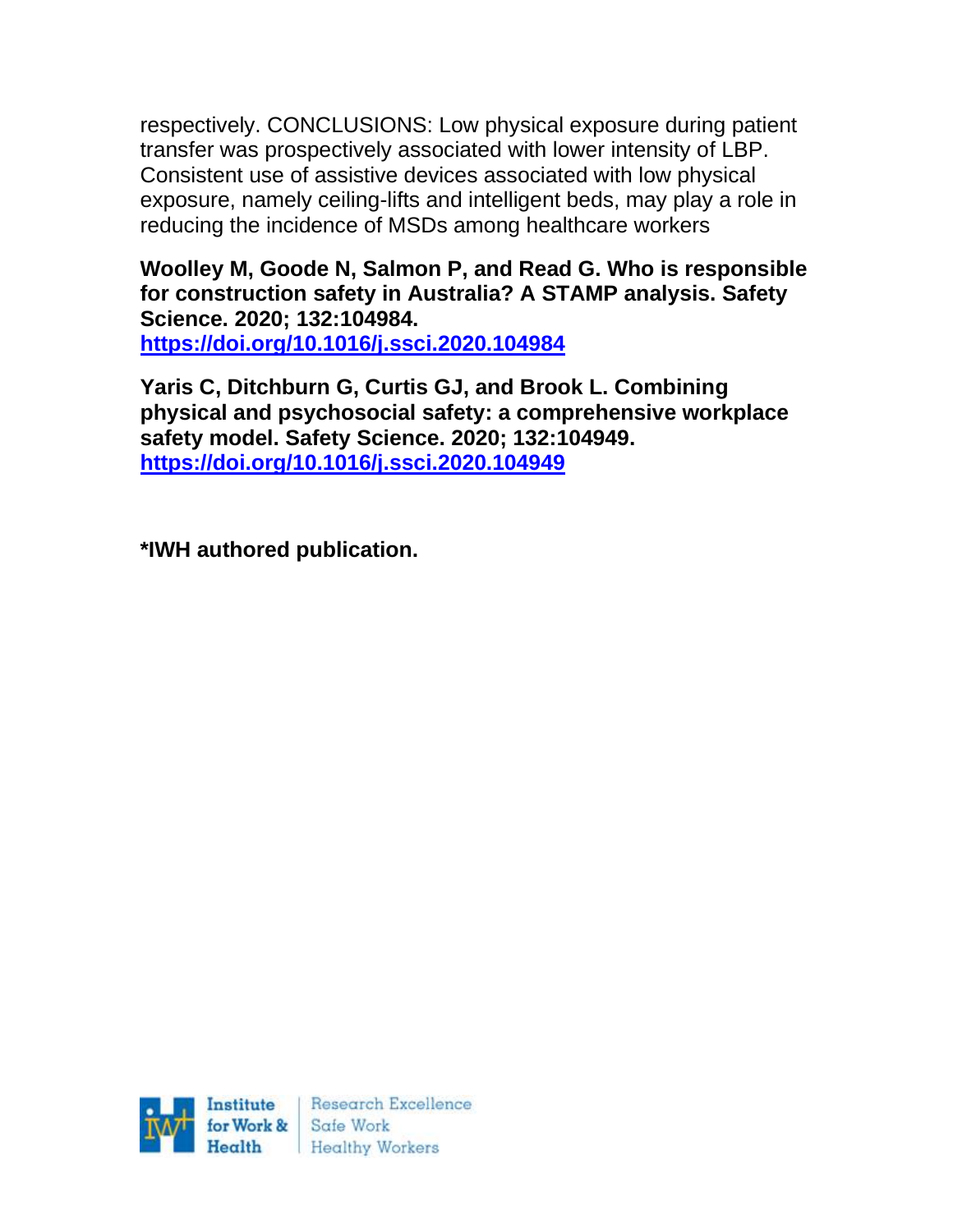respectively. CONCLUSIONS: Low physical exposure during patient transfer was prospectively associated with lower intensity of LBP. Consistent use of assistive devices associated with low physical exposure, namely ceiling-lifts and intelligent beds, may play a role in reducing the incidence of MSDs among healthcare workers

**Woolley M, Goode N, Salmon P, and Read G. Who is responsible for construction safety in Australia? A STAMP analysis. Safety Science. 2020; 132:104984.**
**https://doi.org/10.1016/j.ssci.2020.104984**

**Yaris C, Ditchburn G, Curtis GJ, and Brook L. Combining physical and psychosocial safety: a comprehensive workplace safety model. Safety Science. 2020; 132:104949.**
**https://doi.org/10.1016/j.ssci.2020.104949**

**\*IWH authored publication.**